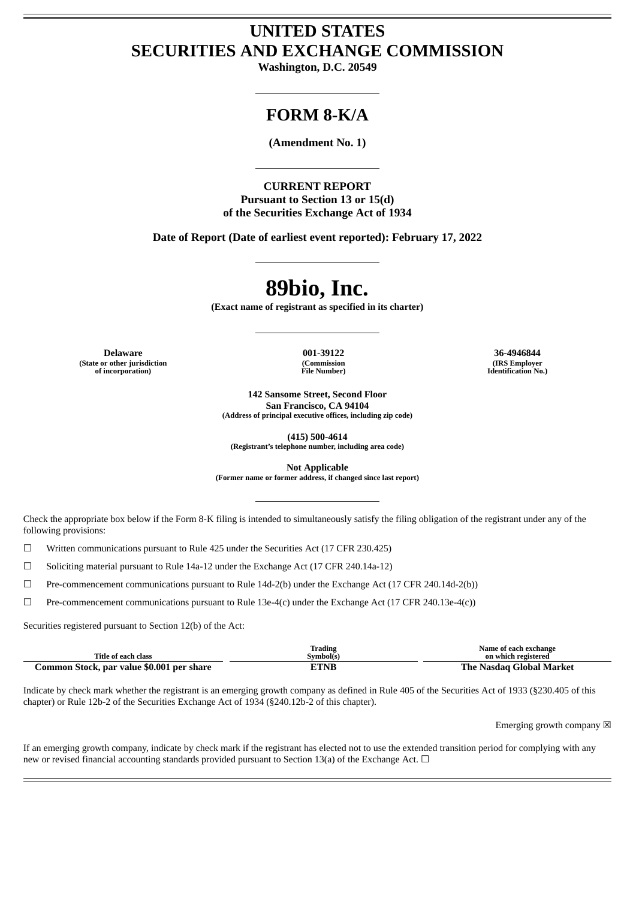# UNITED STATES
# SECURITIES AND EXCHANGE COMMISSION

**Washington, D.C. 20549**

## FORM 8-K/A

**(Amendment No. 1)**

**CURRENT REPORT**
**Pursuant to Section 13 or 15(d)**
**of the Securities Exchange Act of 1934**

**Date of Report (Date of earliest event reported): February 17, 2022**

# 89bio, Inc.

**(Exact name of registrant as specified in its charter)**

| Delaware | 001-39122 | 36-4946844 |
|---|---|---|
| (State or other jurisdiction of incorporation) | (Commission File Number) | (IRS Employer Identification No.) |

**142 Sansome Street, Second Floor**
**San Francisco, CA 94104**
**(Address of principal executive offices, including zip code)**

**(415) 500-4614**
**(Registrant's telephone number, including area code)**

**Not Applicable**
**(Former name or former address, if changed since last report)**

Check the appropriate box below if the Form 8-K filing is intended to simultaneously satisfy the filing obligation of the registrant under any of the following provisions:

☐ Written communications pursuant to Rule 425 under the Securities Act (17 CFR 230.425)

☐ Soliciting material pursuant to Rule 14a-12 under the Exchange Act (17 CFR 240.14a-12)

☐ Pre-commencement communications pursuant to Rule 14d-2(b) under the Exchange Act (17 CFR 240.14d-2(b))

☐ Pre-commencement communications pursuant to Rule 13e-4(c) under the Exchange Act (17 CFR 240.13e-4(c))

Securities registered pursuant to Section 12(b) of the Act:

| Title of each class | Trading Symbol(s) | Name of each exchange on which registered |
|---|---|---|
| **Common Stock, par value $0.001 per share** | **ETNB** | **The Nasdaq Global Market** |

Indicate by check mark whether the registrant is an emerging growth company as defined in Rule 405 of the Securities Act of 1933 (§230.405 of this chapter) or Rule 12b-2 of the Securities Exchange Act of 1934 (§240.12b-2 of this chapter).

Emerging growth company ☒

If an emerging growth company, indicate by check mark if the registrant has elected not to use the extended transition period for complying with any new or revised financial accounting standards provided pursuant to Section 13(a) of the Exchange Act. ☐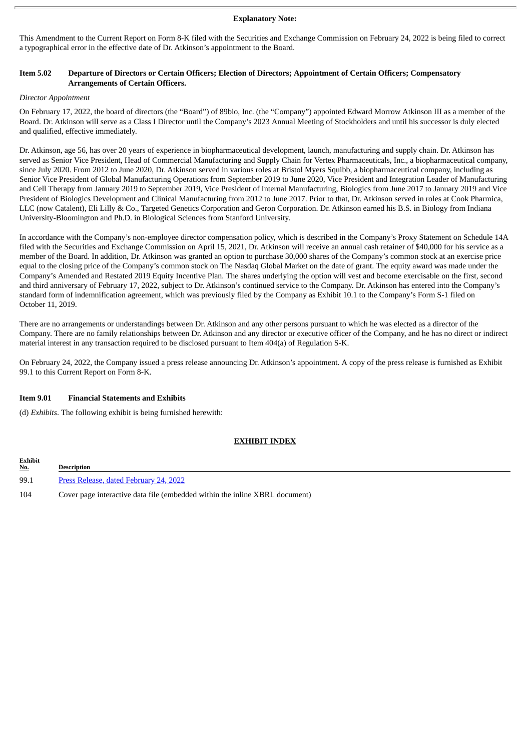**Explanatory Note:**

This Amendment to the Current Report on Form 8-K filed with the Securities and Exchange Commission on February 24, 2022 is being filed to correct a typographical error in the effective date of Dr. Atkinson's appointment to the Board.

**Item 5.02 Departure of Directors or Certain Officers; Election of Directors; Appointment of Certain Officers; Compensatory Arrangements of Certain Officers.**

*Director Appointment*

On February 17, 2022, the board of directors (the "Board") of 89bio, Inc. (the "Company") appointed Edward Morrow Atkinson III as a member of the Board. Dr. Atkinson will serve as a Class I Director until the Company's 2023 Annual Meeting of Stockholders and until his successor is duly elected and qualified, effective immediately.

Dr. Atkinson, age 56, has over 20 years of experience in biopharmaceutical development, launch, manufacturing and supply chain. Dr. Atkinson has served as Senior Vice President, Head of Commercial Manufacturing and Supply Chain for Vertex Pharmaceuticals, Inc., a biopharmaceutical company, since July 2020. From 2012 to June 2020, Dr. Atkinson served in various roles at Bristol Myers Squibb, a biopharmaceutical company, including as Senior Vice President of Global Manufacturing Operations from September 2019 to June 2020, Vice President and Integration Leader of Manufacturing and Cell Therapy from January 2019 to September 2019, Vice President of Internal Manufacturing, Biologics from June 2017 to January 2019 and Vice President of Biologics Development and Clinical Manufacturing from 2012 to June 2017. Prior to that, Dr. Atkinson served in roles at Cook Pharmica, LLC (now Catalent), Eli Lilly & Co., Targeted Genetics Corporation and Geron Corporation. Dr. Atkinson earned his B.S. in Biology from Indiana University-Bloomington and Ph.D. in Biological Sciences from Stanford University.

In accordance with the Company's non-employee director compensation policy, which is described in the Company's Proxy Statement on Schedule 14A filed with the Securities and Exchange Commission on April 15, 2021, Dr. Atkinson will receive an annual cash retainer of $40,000 for his service as a member of the Board. In addition, Dr. Atkinson was granted an option to purchase 30,000 shares of the Company's common stock at an exercise price equal to the closing price of the Company's common stock on The Nasdaq Global Market on the date of grant. The equity award was made under the Company's Amended and Restated 2019 Equity Incentive Plan. The shares underlying the option will vest and become exercisable on the first, second and third anniversary of February 17, 2022, subject to Dr. Atkinson's continued service to the Company. Dr. Atkinson has entered into the Company's standard form of indemnification agreement, which was previously filed by the Company as Exhibit 10.1 to the Company's Form S-1 filed on October 11, 2019.

There are no arrangements or understandings between Dr. Atkinson and any other persons pursuant to which he was elected as a director of the Company. There are no family relationships between Dr. Atkinson and any director or executive officer of the Company, and he has no direct or indirect material interest in any transaction required to be disclosed pursuant to Item 404(a) of Regulation S-K.

On February 24, 2022, the Company issued a press release announcing Dr. Atkinson's appointment. A copy of the press release is furnished as Exhibit 99.1 to this Current Report on Form 8-K.

**Item 9.01 Financial Statements and Exhibits**

(d) *Exhibits*. The following exhibit is being furnished herewith:

**EXHIBIT INDEX**

| Exhibit No. | Description |
|---|---|
| 99.1 | Press Release, dated February 24, 2022 |
| 104 | Cover page interactive data file (embedded within the inline XBRL document) |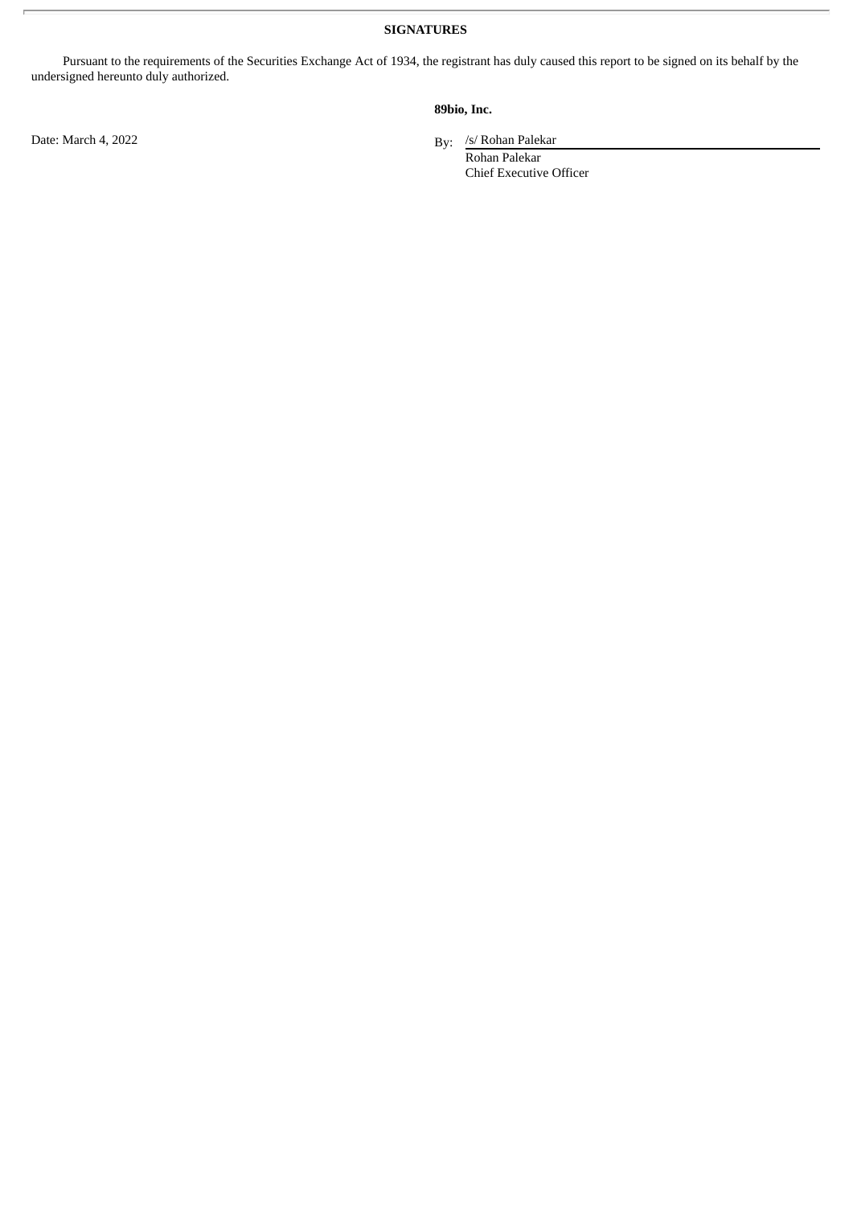## SIGNATURES

Pursuant to the requirements of the Securities Exchange Act of 1934, the registrant has duly caused this report to be signed on its behalf by the undersigned hereunto duly authorized.

**89bio, Inc.**

Date: March 4, 2022

By: /s/ Rohan Palekar
Rohan Palekar
Chief Executive Officer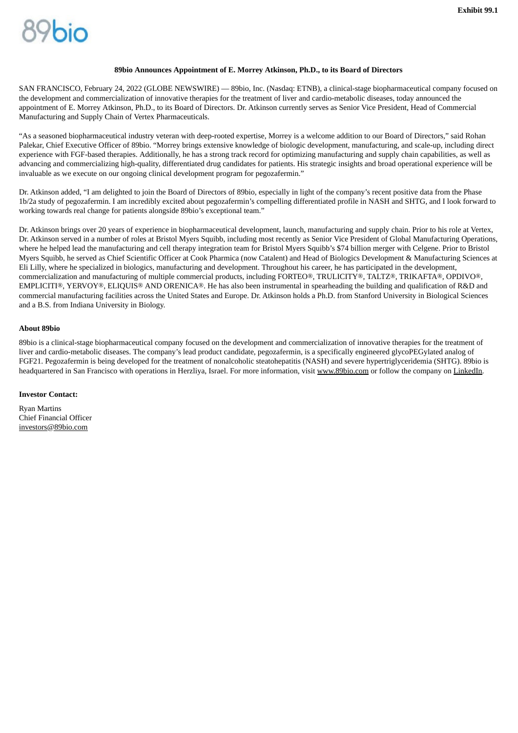Exhibit 99.1

89bio

**89bio Announces Appointment of E. Morrey Atkinson, Ph.D., to its Board of Directors**

SAN FRANCISCO, February 24, 2022 (GLOBE NEWSWIRE) — 89bio, Inc. (Nasdaq: ETNB), a clinical-stage biopharmaceutical company focused on the development and commercialization of innovative therapies for the treatment of liver and cardio-metabolic diseases, today announced the appointment of E. Morrey Atkinson, Ph.D., to its Board of Directors. Dr. Atkinson currently serves as Senior Vice President, Head of Commercial Manufacturing and Supply Chain of Vertex Pharmaceuticals.

"As a seasoned biopharmaceutical industry veteran with deep-rooted expertise, Morrey is a welcome addition to our Board of Directors," said Rohan Palekar, Chief Executive Officer of 89bio. "Morrey brings extensive knowledge of biologic development, manufacturing, and scale-up, including direct experience with FGF-based therapies. Additionally, he has a strong track record for optimizing manufacturing and supply chain capabilities, as well as advancing and commercializing high-quality, differentiated drug candidates for patients. His strategic insights and broad operational experience will be invaluable as we execute on our ongoing clinical development program for pegozafermin."

Dr. Atkinson added, "I am delighted to join the Board of Directors of 89bio, especially in light of the company's recent positive data from the Phase 1b/2a study of pegozafermin. I am incredibly excited about pegozafermin's compelling differentiated profile in NASH and SHTG, and I look forward to working towards real change for patients alongside 89bio's exceptional team."

Dr. Atkinson brings over 20 years of experience in biopharmaceutical development, launch, manufacturing and supply chain. Prior to his role at Vertex, Dr. Atkinson served in a number of roles at Bristol Myers Squibb, including most recently as Senior Vice President of Global Manufacturing Operations, where he helped lead the manufacturing and cell therapy integration team for Bristol Myers Squibb's $74 billion merger with Celgene. Prior to Bristol Myers Squibb, he served as Chief Scientific Officer at Cook Pharmica (now Catalent) and Head of Biologics Development & Manufacturing Sciences at Eli Lilly, where he specialized in biologics, manufacturing and development. Throughout his career, he has participated in the development, commercialization and manufacturing of multiple commercial products, including FORTEO®, TRULICITY®, TALTZ®, TRIKAFTA®, OPDIVO®, EMPLICITI®, YERVOY®, ELIQUIS® AND ORENICA®. He has also been instrumental in spearheading the building and qualification of R&D and commercial manufacturing facilities across the United States and Europe. Dr. Atkinson holds a Ph.D. from Stanford University in Biological Sciences and a B.S. from Indiana University in Biology.

**About 89bio**

89bio is a clinical-stage biopharmaceutical company focused on the development and commercialization of innovative therapies for the treatment of liver and cardio-metabolic diseases. The company's lead product candidate, pegozafermin, is a specifically engineered glycoPEGylated analog of FGF21. Pegozafermin is being developed for the treatment of nonalcoholic steatohepatitis (NASH) and severe hypertriglyceridemia (SHTG). 89bio is headquartered in San Francisco with operations in Herzliya, Israel. For more information, visit www.89bio.com or follow the company on LinkedIn.

**Investor Contact:**

Ryan Martins
Chief Financial Officer
investors@89bio.com